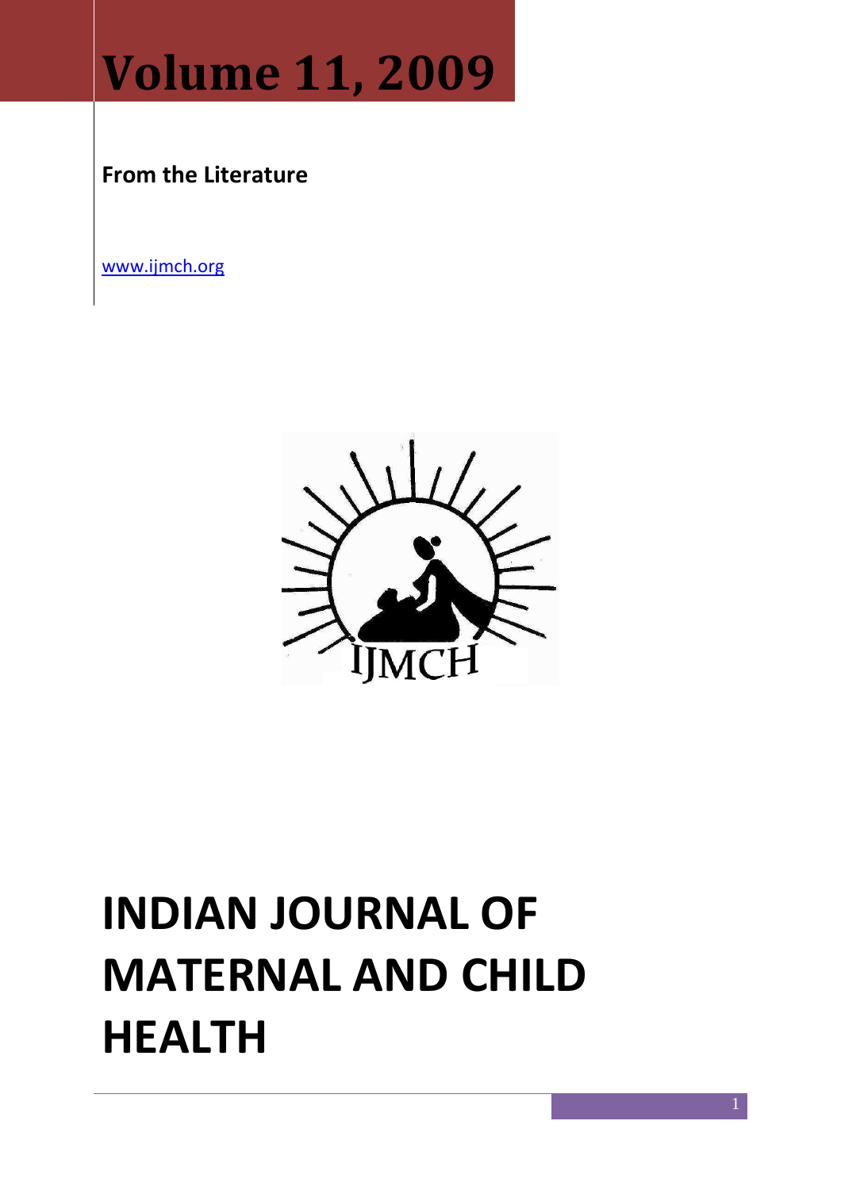# Volume 11, 2009

**From the Literature**

www.ijmch.org

IJMCH

# INDIAN JOURNAL OF MATERNAL AND CHILD HEALTH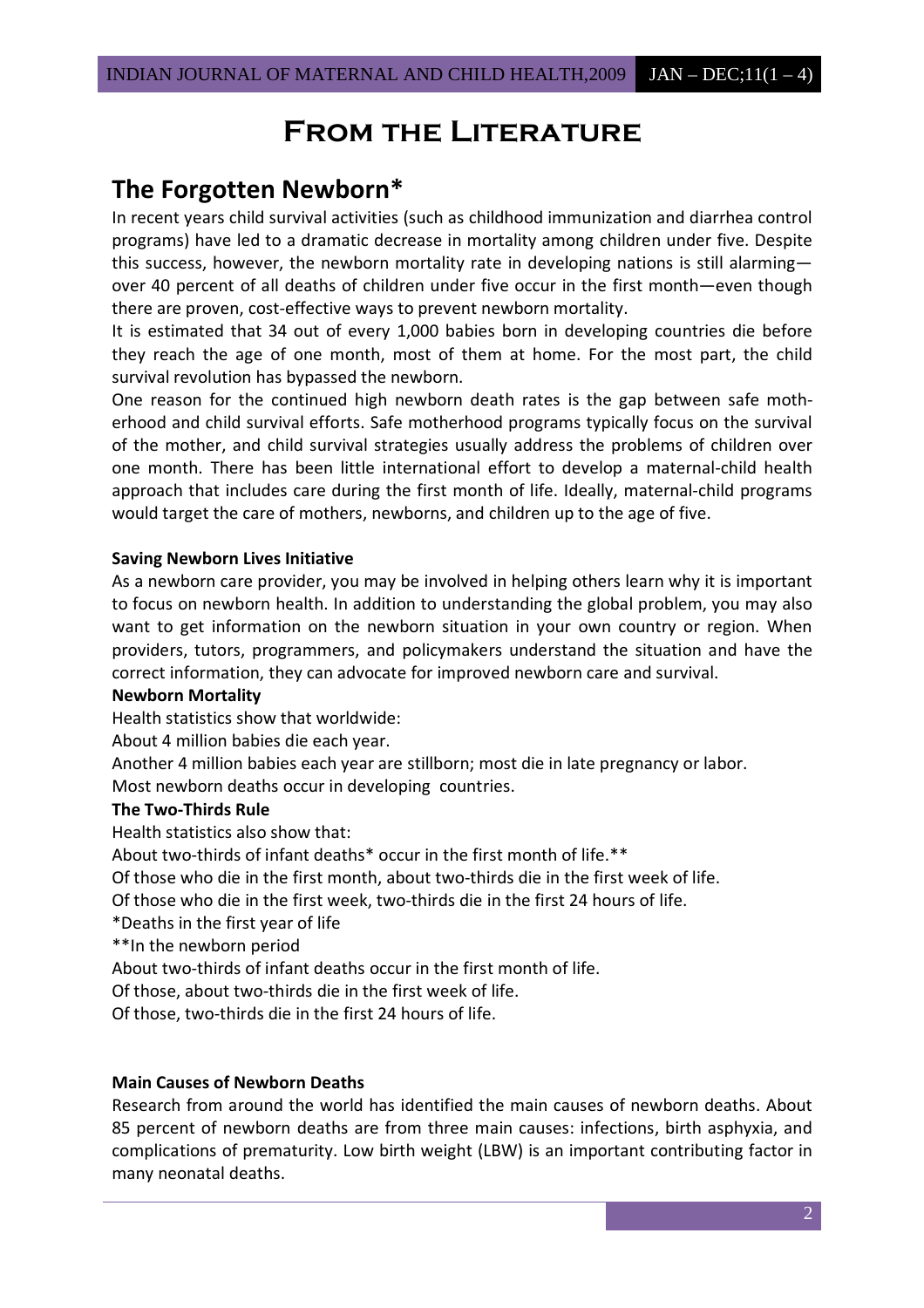# From the Literature

## The Forgotten Newborn*

In recent years child survival activities (such as childhood immunization and diarrhea control programs) have led to a dramatic decrease in mortality among children under five. Despite this success, however, the newborn mortality rate in developing nations is still alarming—over 40 percent of all deaths of children under five occur in the first month—even though there are proven, cost-effective ways to prevent newborn mortality.

It is estimated that 34 out of every 1,000 babies born in developing countries die before they reach the age of one month, most of them at home. For the most part, the child survival revolution has bypassed the newborn.

One reason for the continued high newborn death rates is the gap between safe motherhood and child survival efforts. Safe motherhood programs typically focus on the survival of the mother, and child survival strategies usually address the problems of children over one month. There has been little international effort to develop a maternal-child health approach that includes care during the first month of life. Ideally, maternal-child programs would target the care of mothers, newborns, and children up to the age of five.

**Saving Newborn Lives Initiative**

As a newborn care provider, you may be involved in helping others learn why it is important to focus on newborn health. In addition to understanding the global problem, you may also want to get information on the newborn situation in your own country or region. When providers, tutors, programmers, and policymakers understand the situation and have the correct information, they can advocate for improved newborn care and survival.

**Newborn Mortality**

Health statistics show that worldwide:

About 4 million babies die each year.

Another 4 million babies each year are stillborn; most die in late pregnancy or labor.

Most newborn deaths occur in developing countries.

**The Two-Thirds Rule**

Health statistics also show that:

About two-thirds of infant deaths* occur in the first month of life.**

Of those who die in the first month, about two-thirds die in the first week of life.

Of those who die in the first week, two-thirds die in the first 24 hours of life.

*Deaths in the first year of life

**In the newborn period

About two-thirds of infant deaths occur in the first month of life.

Of those, about two-thirds die in the first week of life.

Of those, two-thirds die in the first 24 hours of life.

**Main Causes of Newborn Deaths**

Research from around the world has identified the main causes of newborn deaths. About 85 percent of newborn deaths are from three main causes: infections, birth asphyxia, and complications of prematurity. Low birth weight (LBW) is an important contributing factor in many neonatal deaths.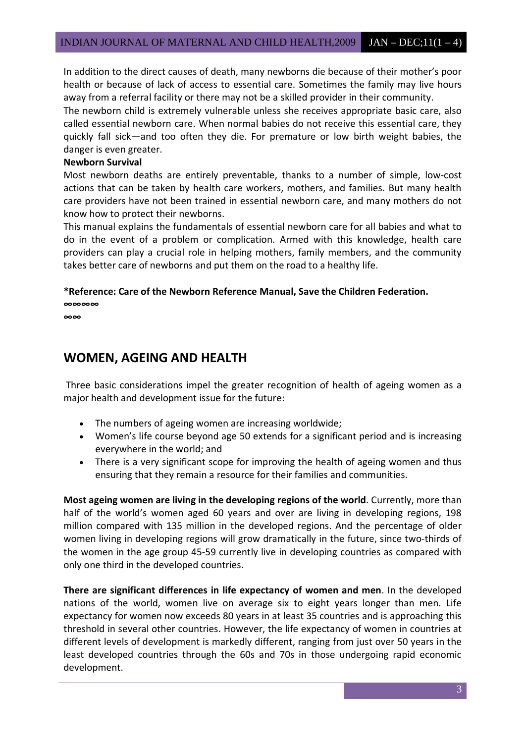In addition to the direct causes of death, many newborns die because of their mother's poor health or because of lack of access to essential care. Sometimes the family may live hours away from a referral facility or there may not be a skilled provider in their community.

The newborn child is extremely vulnerable unless she receives appropriate basic care, also called essential newborn care. When normal babies do not receive this essential care, they quickly fall sick—and too often they die. For premature or low birth weight babies, the danger is even greater.

**Newborn Survival**

Most newborn deaths are entirely preventable, thanks to a number of simple, low-cost actions that can be taken by health care workers, mothers, and families. But many health care providers have not been trained in essential newborn care, and many mothers do not know how to protect their newborns.

This manual explains the fundamentals of essential newborn care for all babies and what to do in the event of a problem or complication. Armed with this knowledge, health care providers can play a crucial role in helping mothers, family members, and the community takes better care of newborns and put them on the road to a healthy life.

**\*Reference: Care of the Newborn Reference Manual, Save the Children Federation.**

**∞∞∞∞**

**∞∞**

## WOMEN, AGEING AND HEALTH

Three basic considerations impel the greater recognition of health of ageing women as a major health and development issue for the future:

- The numbers of ageing women are increasing worldwide;
- Women's life course beyond age 50 extends for a significant period and is increasing everywhere in the world; and
- There is a very significant scope for improving the health of ageing women and thus ensuring that they remain a resource for their families and communities.

**Most ageing women are living in the developing regions of the world**. Currently, more than half of the world's women aged 60 years and over are living in developing regions, 198 million compared with 135 million in the developed regions. And the percentage of older women living in developing regions will grow dramatically in the future, since two-thirds of the women in the age group 45-59 currently live in developing countries as compared with only one third in the developed countries.

**There are significant differences in life expectancy of women and men**. In the developed nations of the world, women live on average six to eight years longer than men. Life expectancy for women now exceeds 80 years in at least 35 countries and is approaching this threshold in several other countries. However, the life expectancy of women in countries at different levels of development is markedly different, ranging from just over 50 years in the least developed countries through the 60s and 70s in those undergoing rapid economic development.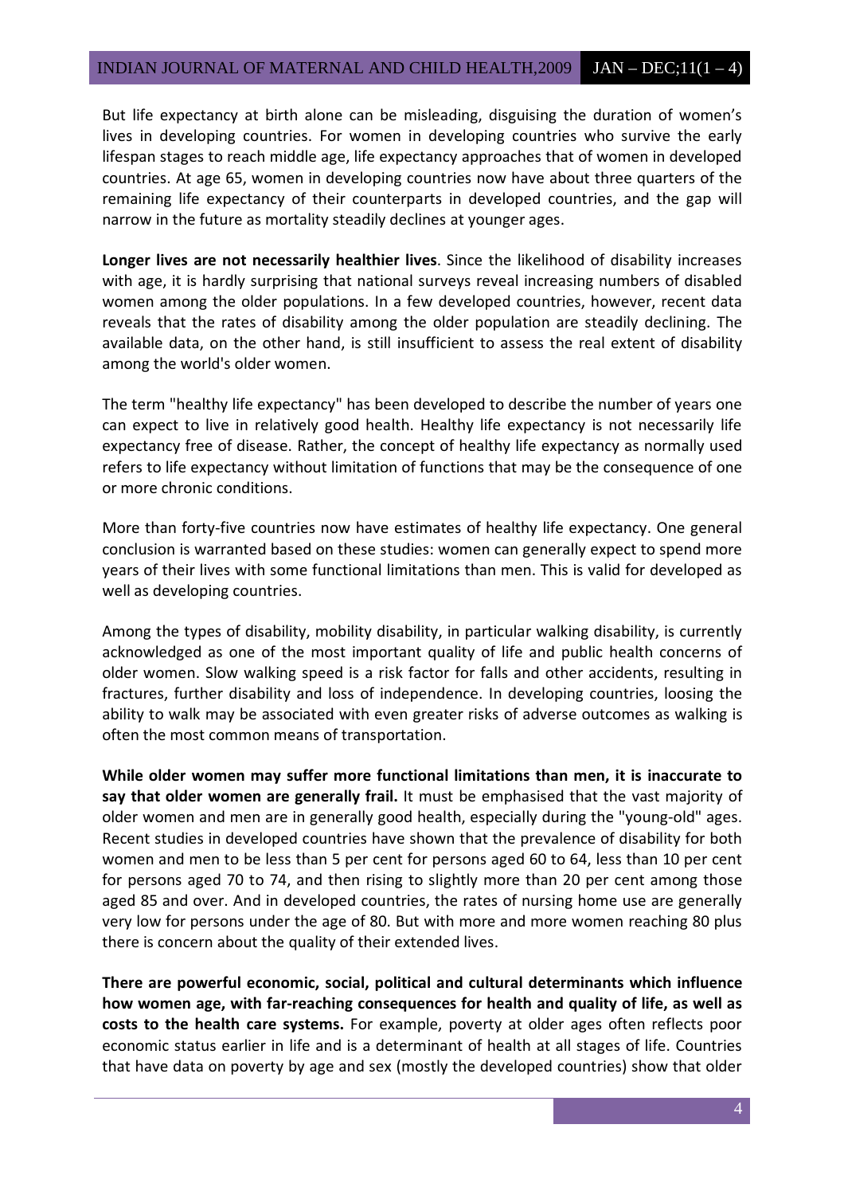But life expectancy at birth alone can be misleading, disguising the duration of women's lives in developing countries. For women in developing countries who survive the early lifespan stages to reach middle age, life expectancy approaches that of women in developed countries. At age 65, women in developing countries now have about three quarters of the remaining life expectancy of their counterparts in developed countries, and the gap will narrow in the future as mortality steadily declines at younger ages.

**Longer lives are not necessarily healthier lives**. Since the likelihood of disability increases with age, it is hardly surprising that national surveys reveal increasing numbers of disabled women among the older populations. In a few developed countries, however, recent data reveals that the rates of disability among the older population are steadily declining. The available data, on the other hand, is still insufficient to assess the real extent of disability among the world's older women.

The term "healthy life expectancy" has been developed to describe the number of years one can expect to live in relatively good health. Healthy life expectancy is not necessarily life expectancy free of disease. Rather, the concept of healthy life expectancy as normally used refers to life expectancy without limitation of functions that may be the consequence of one or more chronic conditions.

More than forty-five countries now have estimates of healthy life expectancy. One general conclusion is warranted based on these studies: women can generally expect to spend more years of their lives with some functional limitations than men. This is valid for developed as well as developing countries.

Among the types of disability, mobility disability, in particular walking disability, is currently acknowledged as one of the most important quality of life and public health concerns of older women. Slow walking speed is a risk factor for falls and other accidents, resulting in fractures, further disability and loss of independence. In developing countries, loosing the ability to walk may be associated with even greater risks of adverse outcomes as walking is often the most common means of transportation.

**While older women may suffer more functional limitations than men, it is inaccurate to say that older women are generally frail.** It must be emphasised that the vast majority of older women and men are in generally good health, especially during the "young-old" ages. Recent studies in developed countries have shown that the prevalence of disability for both women and men to be less than 5 per cent for persons aged 60 to 64, less than 10 per cent for persons aged 70 to 74, and then rising to slightly more than 20 per cent among those aged 85 and over. And in developed countries, the rates of nursing home use are generally very low for persons under the age of 80. But with more and more women reaching 80 plus there is concern about the quality of their extended lives.

**There are powerful economic, social, political and cultural determinants which influence how women age, with far-reaching consequences for health and quality of life, as well as costs to the health care systems.** For example, poverty at older ages often reflects poor economic status earlier in life and is a determinant of health at all stages of life. Countries that have data on poverty by age and sex (mostly the developed countries) show that older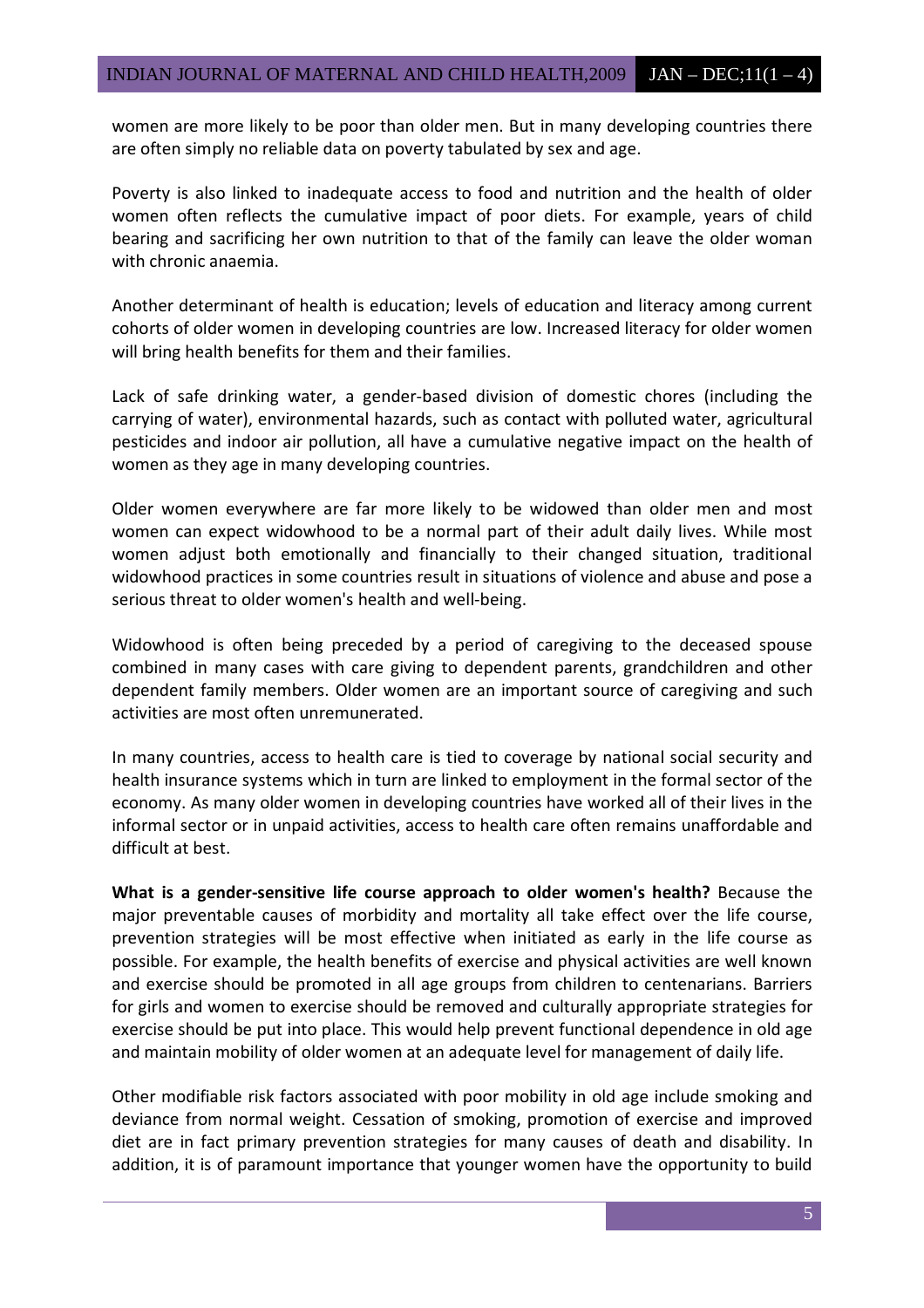women are more likely to be poor than older men. But in many developing countries there are often simply no reliable data on poverty tabulated by sex and age.

Poverty is also linked to inadequate access to food and nutrition and the health of older women often reflects the cumulative impact of poor diets. For example, years of child bearing and sacrificing her own nutrition to that of the family can leave the older woman with chronic anaemia.

Another determinant of health is education; levels of education and literacy among current cohorts of older women in developing countries are low. Increased literacy for older women will bring health benefits for them and their families.

Lack of safe drinking water, a gender-based division of domestic chores (including the carrying of water), environmental hazards, such as contact with polluted water, agricultural pesticides and indoor air pollution, all have a cumulative negative impact on the health of women as they age in many developing countries.

Older women everywhere are far more likely to be widowed than older men and most women can expect widowhood to be a normal part of their adult daily lives. While most women adjust both emotionally and financially to their changed situation, traditional widowhood practices in some countries result in situations of violence and abuse and pose a serious threat to older women's health and well-being.

Widowhood is often being preceded by a period of caregiving to the deceased spouse combined in many cases with care giving to dependent parents, grandchildren and other dependent family members. Older women are an important source of caregiving and such activities are most often unremunerated.

In many countries, access to health care is tied to coverage by national social security and health insurance systems which in turn are linked to employment in the formal sector of the economy. As many older women in developing countries have worked all of their lives in the informal sector or in unpaid activities, access to health care often remains unaffordable and difficult at best.

**What is a gender-sensitive life course approach to older women's health?** Because the major preventable causes of morbidity and mortality all take effect over the life course, prevention strategies will be most effective when initiated as early in the life course as possible. For example, the health benefits of exercise and physical activities are well known and exercise should be promoted in all age groups from children to centenarians. Barriers for girls and women to exercise should be removed and culturally appropriate strategies for exercise should be put into place. This would help prevent functional dependence in old age and maintain mobility of older women at an adequate level for management of daily life.

Other modifiable risk factors associated with poor mobility in old age include smoking and deviance from normal weight. Cessation of smoking, promotion of exercise and improved diet are in fact primary prevention strategies for many causes of death and disability. In addition, it is of paramount importance that younger women have the opportunity to build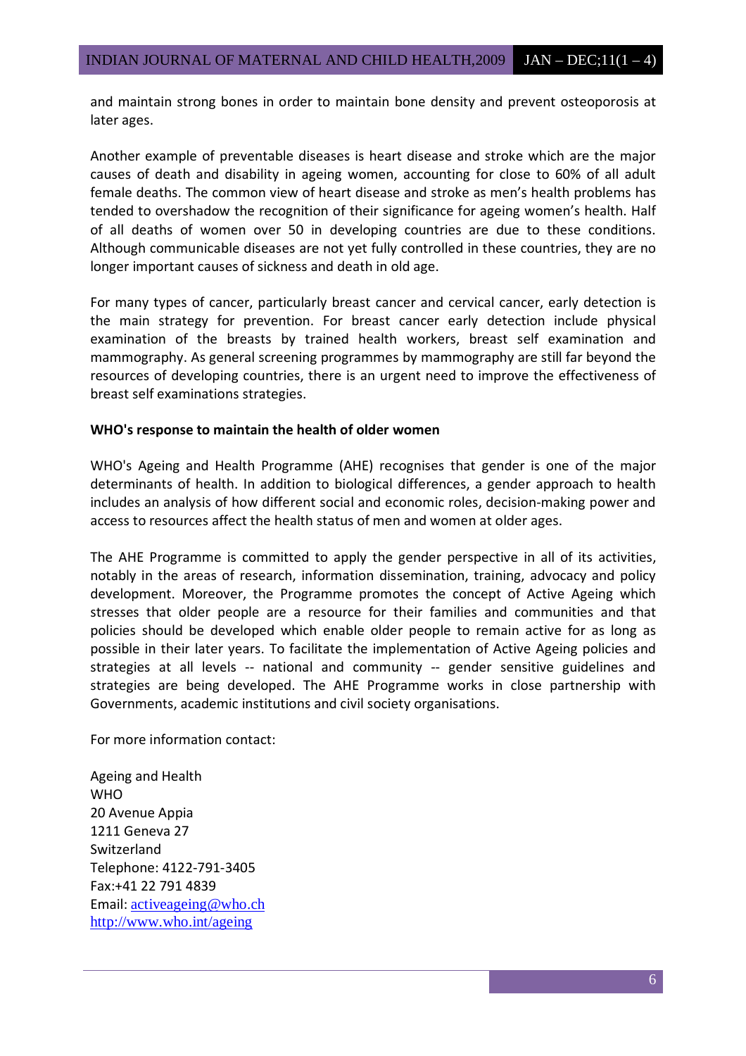and maintain strong bones in order to maintain bone density and prevent osteoporosis at later ages.

Another example of preventable diseases is heart disease and stroke which are the major causes of death and disability in ageing women, accounting for close to 60% of all adult female deaths. The common view of heart disease and stroke as men's health problems has tended to overshadow the recognition of their significance for ageing women's health. Half of all deaths of women over 50 in developing countries are due to these conditions. Although communicable diseases are not yet fully controlled in these countries, they are no longer important causes of sickness and death in old age.

For many types of cancer, particularly breast cancer and cervical cancer, early detection is the main strategy for prevention. For breast cancer early detection include physical examination of the breasts by trained health workers, breast self examination and mammography. As general screening programmes by mammography are still far beyond the resources of developing countries, there is an urgent need to improve the effectiveness of breast self examinations strategies.

**WHO's response to maintain the health of older women**

WHO's Ageing and Health Programme (AHE) recognises that gender is one of the major determinants of health. In addition to biological differences, a gender approach to health includes an analysis of how different social and economic roles, decision-making power and access to resources affect the health status of men and women at older ages.

The AHE Programme is committed to apply the gender perspective in all of its activities, notably in the areas of research, information dissemination, training, advocacy and policy development. Moreover, the Programme promotes the concept of Active Ageing which stresses that older people are a resource for their families and communities and that policies should be developed which enable older people to remain active for as long as possible in their later years. To facilitate the implementation of Active Ageing policies and strategies at all levels -- national and community -- gender sensitive guidelines and strategies are being developed. The AHE Programme works in close partnership with Governments, academic institutions and civil society organisations.

For more information contact:

Ageing and Health
WHO
20 Avenue Appia
1211 Geneva 27
Switzerland
Telephone: 4122-791-3405
Fax:+41 22 791 4839
Email: activeageing@who.ch
http://www.who.int/ageing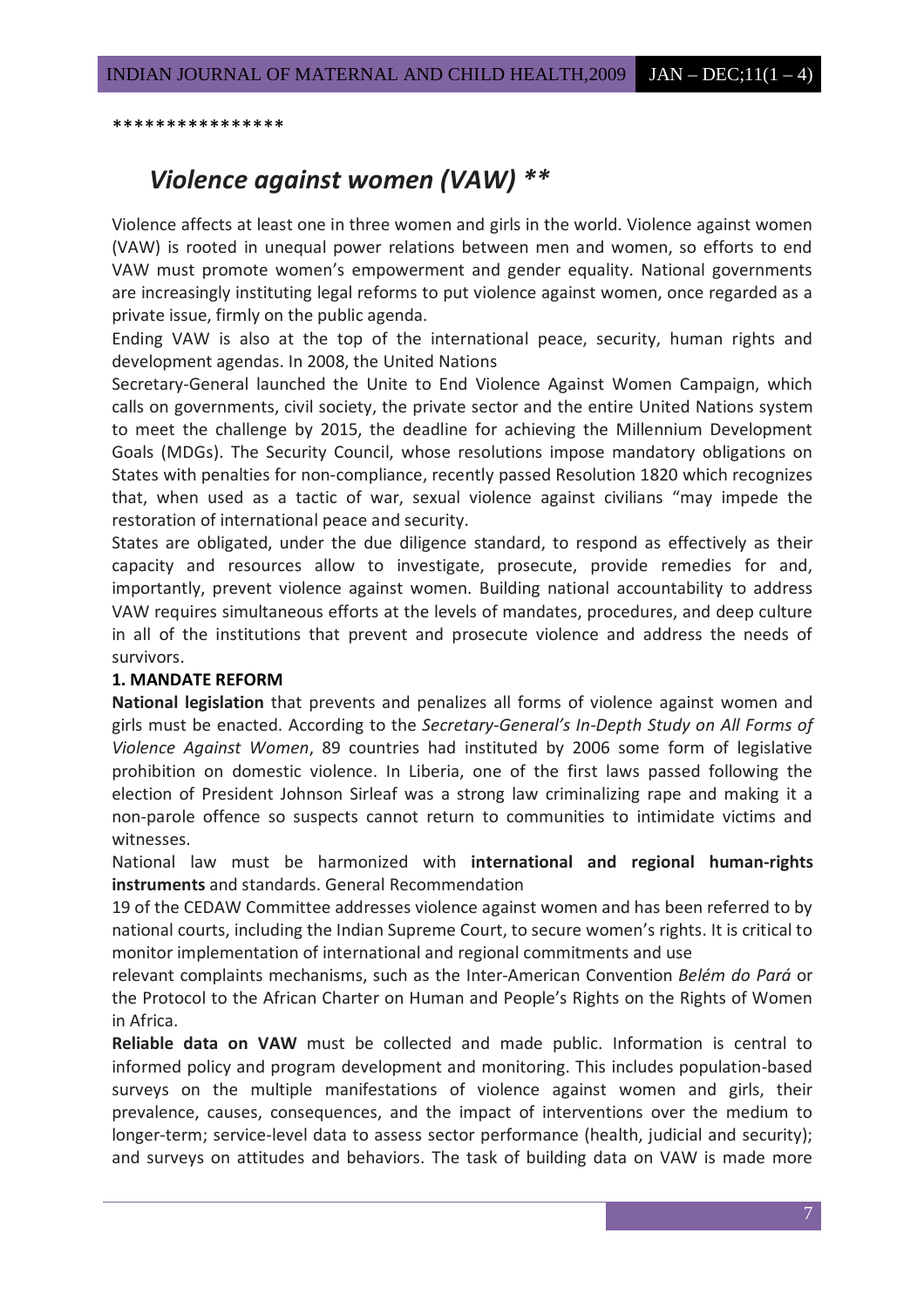****************

# *Violence against women (VAW) ***

Violence affects at least one in three women and girls in the world. Violence against women (VAW) is rooted in unequal power relations between men and women, so efforts to end VAW must promote women's empowerment and gender equality. National governments are increasingly instituting legal reforms to put violence against women, once regarded as a private issue, firmly on the public agenda.

Ending VAW is also at the top of the international peace, security, human rights and development agendas. In 2008, the United Nations Secretary-General launched the Unite to End Violence Against Women Campaign, which calls on governments, civil society, the private sector and the entire United Nations system to meet the challenge by 2015, the deadline for achieving the Millennium Development Goals (MDGs). The Security Council, whose resolutions impose mandatory obligations on States with penalties for non-compliance, recently passed Resolution 1820 which recognizes that, when used as a tactic of war, sexual violence against civilians "may impede the restoration of international peace and security.

States are obligated, under the due diligence standard, to respond as effectively as their capacity and resources allow to investigate, prosecute, provide remedies for and, importantly, prevent violence against women. Building national accountability to address VAW requires simultaneous efforts at the levels of mandates, procedures, and deep culture in all of the institutions that prevent and prosecute violence and address the needs of survivors.

**1. MANDATE REFORM**

**National legislation** that prevents and penalizes all forms of violence against women and girls must be enacted. According to the *Secretary-General's In-Depth Study on All Forms of Violence Against Women*, 89 countries had instituted by 2006 some form of legislative prohibition on domestic violence. In Liberia, one of the first laws passed following the election of President Johnson Sirleaf was a strong law criminalizing rape and making it a non-parole offence so suspects cannot return to communities to intimidate victims and witnesses.

National law must be harmonized with **international and regional human-rights instruments** and standards. General Recommendation 19 of the CEDAW Committee addresses violence against women and has been referred to by national courts, including the Indian Supreme Court, to secure women's rights. It is critical to monitor implementation of international and regional commitments and use relevant complaints mechanisms, such as the Inter-American Convention *Belém do Pará* or the Protocol to the African Charter on Human and People's Rights on the Rights of Women in Africa.

**Reliable data on VAW** must be collected and made public. Information is central to informed policy and program development and monitoring. This includes population-based surveys on the multiple manifestations of violence against women and girls, their prevalence, causes, consequences, and the impact of interventions over the medium to longer-term; service-level data to assess sector performance (health, judicial and security); and surveys on attitudes and behaviors. The task of building data on VAW is made more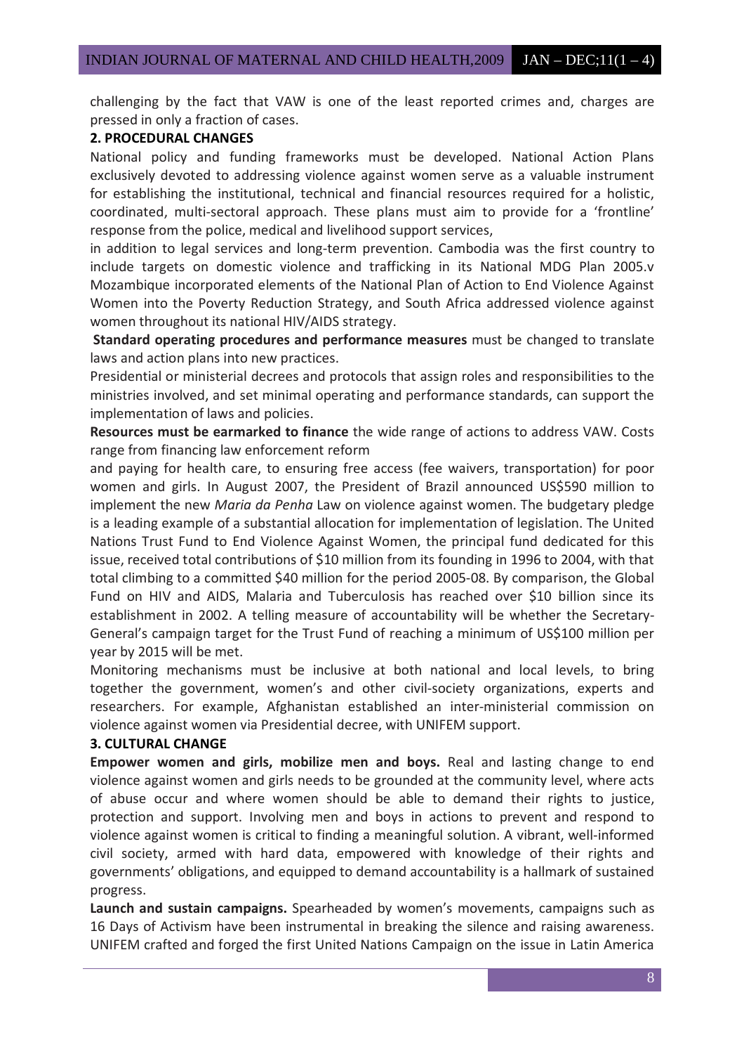challenging by the fact that VAW is one of the least reported crimes and, charges are pressed in only a fraction of cases.

**2. PROCEDURAL CHANGES**

National policy and funding frameworks must be developed. National Action Plans exclusively devoted to addressing violence against women serve as a valuable instrument for establishing the institutional, technical and financial resources required for a holistic, coordinated, multi-sectoral approach. These plans must aim to provide for a 'frontline' response from the police, medical and livelihood support services,

in addition to legal services and long-term prevention. Cambodia was the first country to include targets on domestic violence and trafficking in its National MDG Plan 2005.v Mozambique incorporated elements of the National Plan of Action to End Violence Against Women into the Poverty Reduction Strategy, and South Africa addressed violence against women throughout its national HIV/AIDS strategy.

**Standard operating procedures and performance measures** must be changed to translate laws and action plans into new practices.

Presidential or ministerial decrees and protocols that assign roles and responsibilities to the ministries involved, and set minimal operating and performance standards, can support the implementation of laws and policies.

**Resources must be earmarked to finance** the wide range of actions to address VAW. Costs range from financing law enforcement reform

and paying for health care, to ensuring free access (fee waivers, transportation) for poor women and girls. In August 2007, the President of Brazil announced US$590 million to implement the new *Maria da Penha* Law on violence against women. The budgetary pledge is a leading example of a substantial allocation for implementation of legislation. The United Nations Trust Fund to End Violence Against Women, the principal fund dedicated for this issue, received total contributions of $10 million from its founding in 1996 to 2004, with that total climbing to a committed $40 million for the period 2005-08. By comparison, the Global Fund on HIV and AIDS, Malaria and Tuberculosis has reached over $10 billion since its establishment in 2002. A telling measure of accountability will be whether the Secretary-General's campaign target for the Trust Fund of reaching a minimum of US$100 million per year by 2015 will be met.

Monitoring mechanisms must be inclusive at both national and local levels, to bring together the government, women's and other civil-society organizations, experts and researchers. For example, Afghanistan established an inter-ministerial commission on violence against women via Presidential decree, with UNIFEM support.

**3. CULTURAL CHANGE**

**Empower women and girls, mobilize men and boys.** Real and lasting change to end violence against women and girls needs to be grounded at the community level, where acts of abuse occur and where women should be able to demand their rights to justice, protection and support. Involving men and boys in actions to prevent and respond to violence against women is critical to finding a meaningful solution. A vibrant, well-informed civil society, armed with hard data, empowered with knowledge of their rights and governments' obligations, and equipped to demand accountability is a hallmark of sustained progress.

**Launch and sustain campaigns.** Spearheaded by women's movements, campaigns such as 16 Days of Activism have been instrumental in breaking the silence and raising awareness. UNIFEM crafted and forged the first United Nations Campaign on the issue in Latin America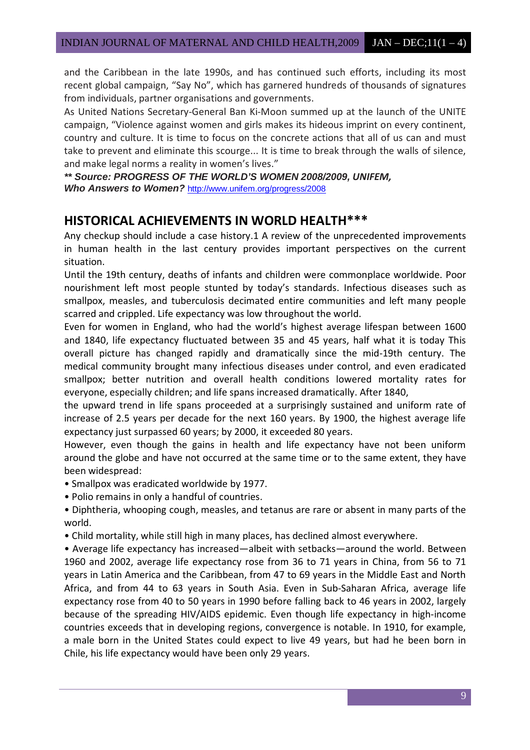and the Caribbean in the late 1990s, and has continued such efforts, including its most recent global campaign, "Say No", which has garnered hundreds of thousands of signatures from individuals, partner organisations and governments.

As United Nations Secretary-General Ban Ki-Moon summed up at the launch of the UNITE campaign, "Violence against women and girls makes its hideous imprint on every continent, country and culture. It is time to focus on the concrete actions that all of us can and must take to prevent and eliminate this scourge... It is time to break through the walls of silence, and make legal norms a reality in women's lives."

***\*\* Source: PROGRESS OF THE WORLD'S WOMEN 2008/2009, UNIFEM, Who Answers to Women?*** http://www.unifem.org/progress/2008

## HISTORICAL ACHIEVEMENTS IN WORLD HEALTH***

Any checkup should include a case history.1 A review of the unprecedented improvements in human health in the last century provides important perspectives on the current situation.

Until the 19th century, deaths of infants and children were commonplace worldwide. Poor nourishment left most people stunted by today's standards. Infectious diseases such as smallpox, measles, and tuberculosis decimated entire communities and left many people scarred and crippled. Life expectancy was low throughout the world.

Even for women in England, who had the world's highest average lifespan between 1600 and 1840, life expectancy fluctuated between 35 and 45 years, half what it is today This overall picture has changed rapidly and dramatically since the mid-19th century. The medical community brought many infectious diseases under control, and even eradicated smallpox; better nutrition and overall health conditions lowered mortality rates for everyone, especially children; and life spans increased dramatically. After 1840, the upward trend in life spans proceeded at a surprisingly sustained and uniform rate of increase of 2.5 years per decade for the next 160 years. By 1900, the highest average life expectancy just surpassed 60 years; by 2000, it exceeded 80 years.

However, even though the gains in health and life expectancy have not been uniform around the globe and have not occurred at the same time or to the same extent, they have been widespread:

- Smallpox was eradicated worldwide by 1977.
- Polio remains in only a handful of countries.
- Diphtheria, whooping cough, measles, and tetanus are rare or absent in many parts of the world.
- Child mortality, while still high in many places, has declined almost everywhere.
- Average life expectancy has increased—albeit with setbacks—around the world. Between 1960 and 2002, average life expectancy rose from 36 to 71 years in China, from 56 to 71 years in Latin America and the Caribbean, from 47 to 69 years in the Middle East and North Africa, and from 44 to 63 years in South Asia. Even in Sub-Saharan Africa, average life expectancy rose from 40 to 50 years in 1990 before falling back to 46 years in 2002, largely because of the spreading HIV/AIDS epidemic. Even though life expectancy in high-income countries exceeds that in developing regions, convergence is notable. In 1910, for example, a male born in the United States could expect to live 49 years, but had he been born in Chile, his life expectancy would have been only 29 years.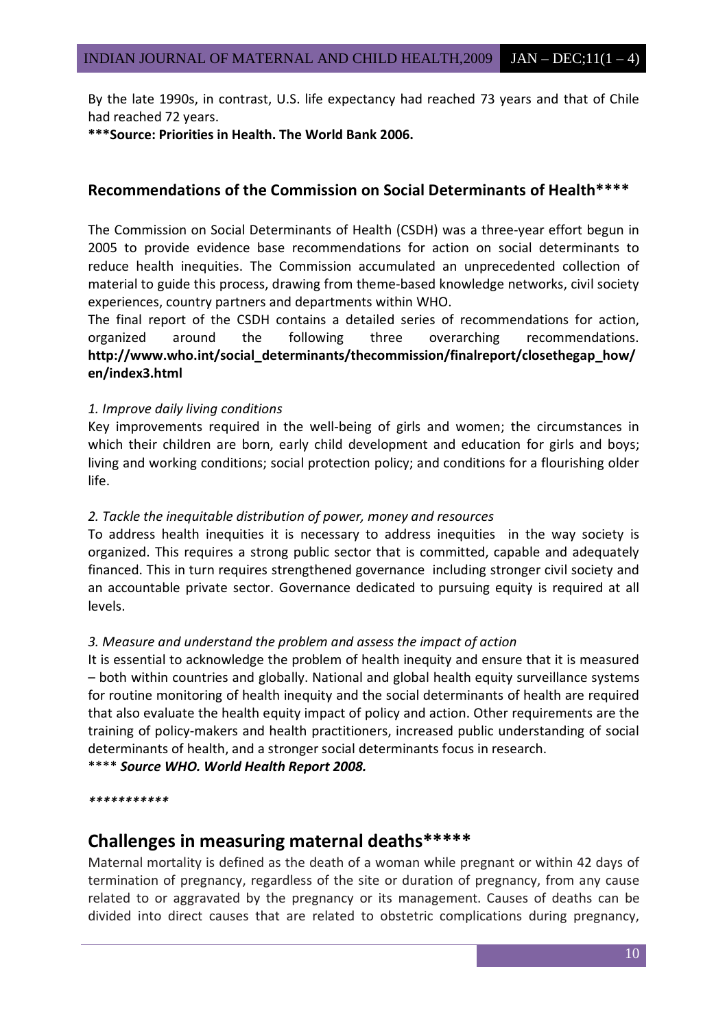By the late 1990s, in contrast, U.S. life expectancy had reached 73 years and that of Chile had reached 72 years.

**\*\*\*Source: Priorities in Health. The World Bank 2006.**

## Recommendations of the Commission on Social Determinants of Health****

The Commission on Social Determinants of Health (CSDH) was a three-year effort begun in 2005 to provide evidence base recommendations for action on social determinants to reduce health inequities. The Commission accumulated an unprecedented collection of material to guide this process, drawing from theme-based knowledge networks, civil society experiences, country partners and departments within WHO.

The final report of the CSDH contains a detailed series of recommendations for action, organized around the following three overarching recommendations. **http://www.who.int/social_determinants/thecommission/finalreport/closethegap_how/en/index3.html**

*1. Improve daily living conditions*

Key improvements required in the well-being of girls and women; the circumstances in which their children are born, early child development and education for girls and boys; living and working conditions; social protection policy; and conditions for a flourishing older life.

*2. Tackle the inequitable distribution of power, money and resources*

To address health inequities it is necessary to address inequities in the way society is organized. This requires a strong public sector that is committed, capable and adequately financed. This in turn requires strengthened governance including stronger civil society and an accountable private sector. Governance dedicated to pursuing equity is required at all levels.

*3. Measure and understand the problem and assess the impact of action*

It is essential to acknowledge the problem of health inequity and ensure that it is measured – both within countries and globally. National and global health equity surveillance systems for routine monitoring of health inequity and the social determinants of health are required that also evaluate the health equity impact of policy and action. Other requirements are the training of policy-makers and health practitioners, increased public understanding of social determinants of health, and a stronger social determinants focus in research.

\*\*\*\* ***Source WHO. World Health Report 2008.***

*\*\*\*\*\*\*\*\*\*\**

# Challenges in measuring maternal deaths*****

Maternal mortality is defined as the death of a woman while pregnant or within 42 days of termination of pregnancy, regardless of the site or duration of pregnancy, from any cause related to or aggravated by the pregnancy or its management. Causes of deaths can be divided into direct causes that are related to obstetric complications during pregnancy,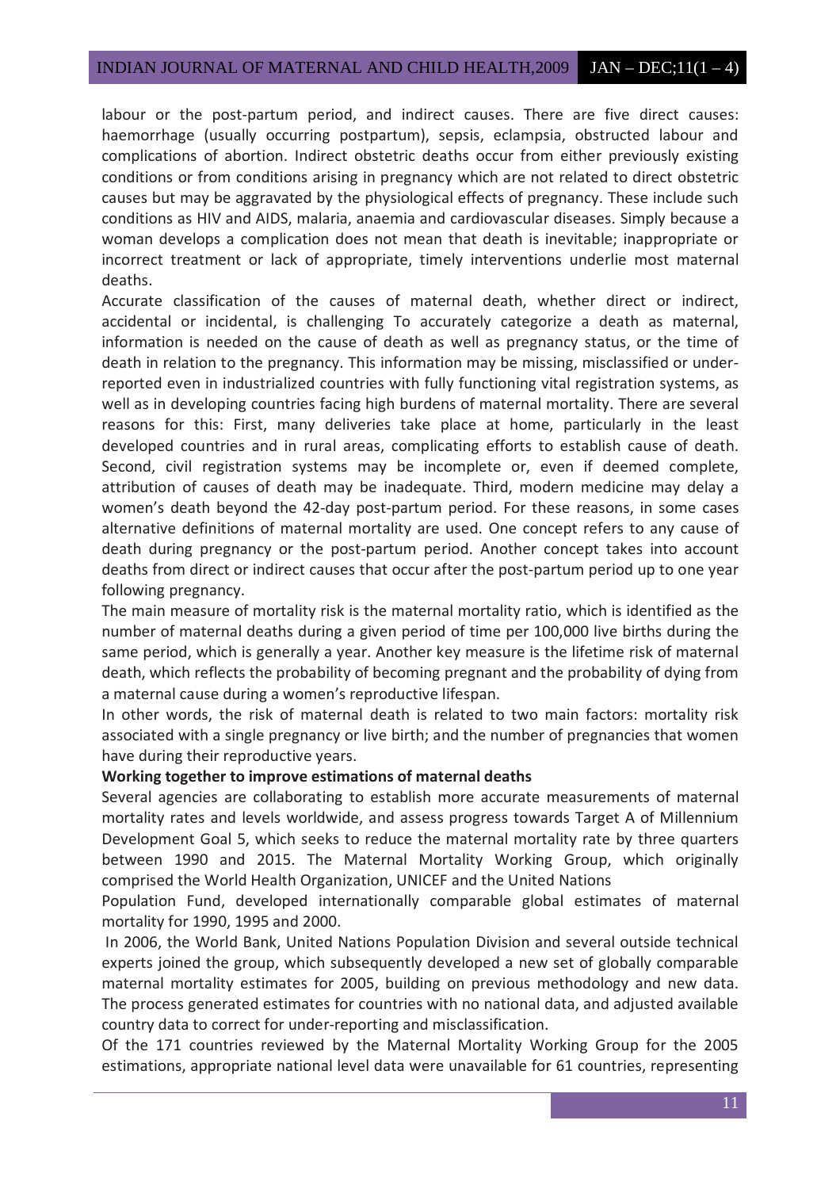labour or the post-partum period, and indirect causes. There are five direct causes: haemorrhage (usually occurring postpartum), sepsis, eclampsia, obstructed labour and complications of abortion. Indirect obstetric deaths occur from either previously existing conditions or from conditions arising in pregnancy which are not related to direct obstetric causes but may be aggravated by the physiological effects of pregnancy. These include such conditions as HIV and AIDS, malaria, anaemia and cardiovascular diseases. Simply because a woman develops a complication does not mean that death is inevitable; inappropriate or incorrect treatment or lack of appropriate, timely interventions underlie most maternal deaths.

Accurate classification of the causes of maternal death, whether direct or indirect, accidental or incidental, is challenging To accurately categorize a death as maternal, information is needed on the cause of death as well as pregnancy status, or the time of death in relation to the pregnancy. This information may be missing, misclassified or under-reported even in industrialized countries with fully functioning vital registration systems, as well as in developing countries facing high burdens of maternal mortality. There are several reasons for this: First, many deliveries take place at home, particularly in the least developed countries and in rural areas, complicating efforts to establish cause of death. Second, civil registration systems may be incomplete or, even if deemed complete, attribution of causes of death may be inadequate. Third, modern medicine may delay a women's death beyond the 42-day post-partum period. For these reasons, in some cases alternative definitions of maternal mortality are used. One concept refers to any cause of death during pregnancy or the post-partum period. Another concept takes into account deaths from direct or indirect causes that occur after the post-partum period up to one year following pregnancy.

The main measure of mortality risk is the maternal mortality ratio, which is identified as the number of maternal deaths during a given period of time per 100,000 live births during the same period, which is generally a year. Another key measure is the lifetime risk of maternal death, which reflects the probability of becoming pregnant and the probability of dying from a maternal cause during a women's reproductive lifespan.

In other words, the risk of maternal death is related to two main factors: mortality risk associated with a single pregnancy or live birth; and the number of pregnancies that women have during their reproductive years.

**Working together to improve estimations of maternal deaths**

Several agencies are collaborating to establish more accurate measurements of maternal mortality rates and levels worldwide, and assess progress towards Target A of Millennium Development Goal 5, which seeks to reduce the maternal mortality rate by three quarters between 1990 and 2015. The Maternal Mortality Working Group, which originally comprised the World Health Organization, UNICEF and the United Nations

Population Fund, developed internationally comparable global estimates of maternal mortality for 1990, 1995 and 2000.

In 2006, the World Bank, United Nations Population Division and several outside technical experts joined the group, which subsequently developed a new set of globally comparable maternal mortality estimates for 2005, building on previous methodology and new data. The process generated estimates for countries with no national data, and adjusted available country data to correct for under-reporting and misclassification.

Of the 171 countries reviewed by the Maternal Mortality Working Group for the 2005 estimations, appropriate national level data were unavailable for 61 countries, representing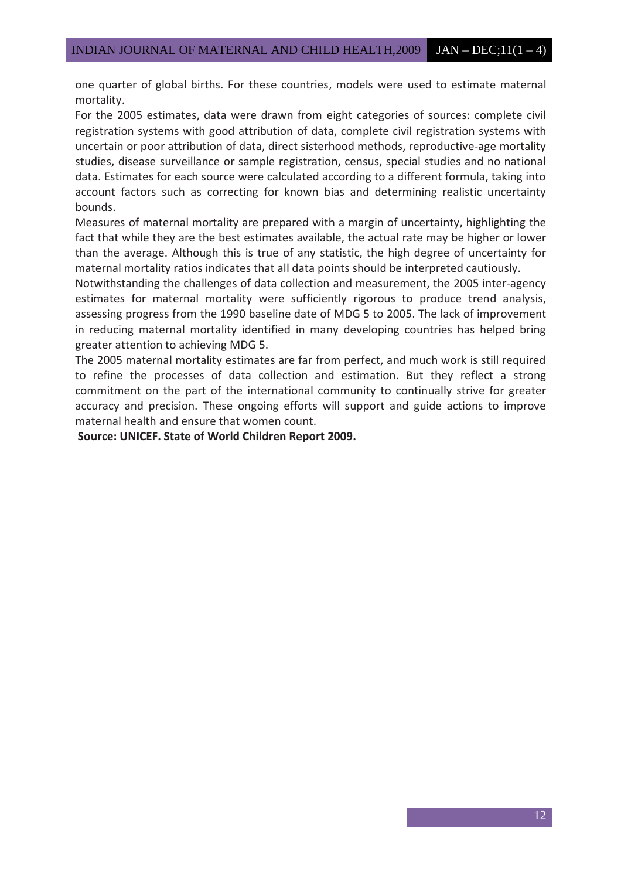one quarter of global births. For these countries, models were used to estimate maternal mortality.

For the 2005 estimates, data were drawn from eight categories of sources: complete civil registration systems with good attribution of data, complete civil registration systems with uncertain or poor attribution of data, direct sisterhood methods, reproductive-age mortality studies, disease surveillance or sample registration, census, special studies and no national data. Estimates for each source were calculated according to a different formula, taking into account factors such as correcting for known bias and determining realistic uncertainty bounds.

Measures of maternal mortality are prepared with a margin of uncertainty, highlighting the fact that while they are the best estimates available, the actual rate may be higher or lower than the average. Although this is true of any statistic, the high degree of uncertainty for maternal mortality ratios indicates that all data points should be interpreted cautiously.

Notwithstanding the challenges of data collection and measurement, the 2005 inter-agency estimates for maternal mortality were sufficiently rigorous to produce trend analysis, assessing progress from the 1990 baseline date of MDG 5 to 2005. The lack of improvement in reducing maternal mortality identified in many developing countries has helped bring greater attention to achieving MDG 5.

The 2005 maternal mortality estimates are far from perfect, and much work is still required to refine the processes of data collection and estimation. But they reflect a strong commitment on the part of the international community to continually strive for greater accuracy and precision. These ongoing efforts will support and guide actions to improve maternal health and ensure that women count.

**Source: UNICEF. State of World Children Report 2009.**